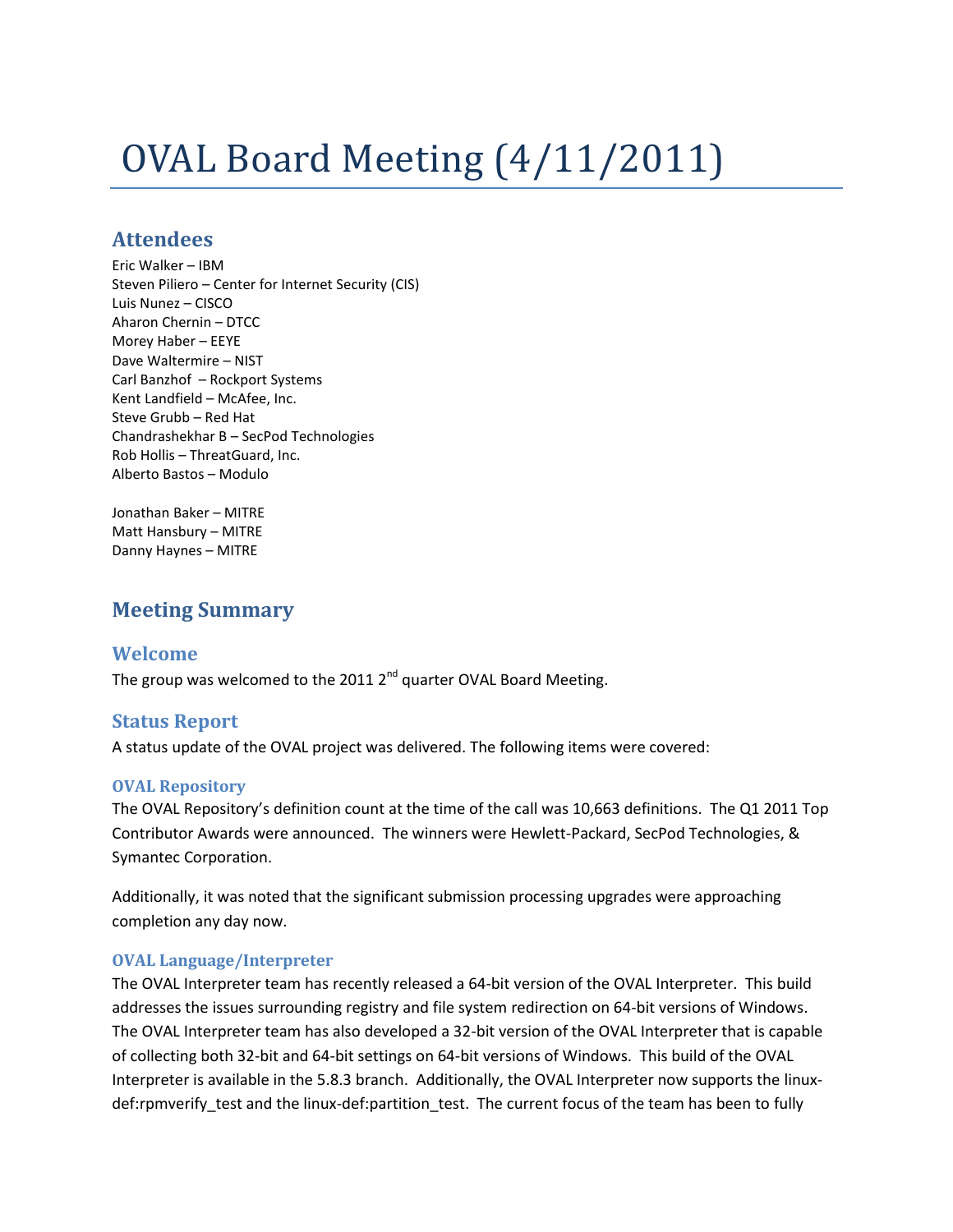# OVAL Board Meeting (4/11/2011)

## Attendees

Eric Walker – IBM
Steven Piliero – Center for Internet Security (CIS)
Luis Nunez – CISCO
Aharon Chernin – DTCC
Morey Haber – EEYE
Dave Waltermire – NIST
Carl Banzhof – Rockport Systems
Kent Landfield – McAfee, Inc.
Steve Grubb – Red Hat
Chandrashekhar B – SecPod Technologies
Rob Hollis – ThreatGuard, Inc.
Alberto Bastos – Modulo

Jonathan Baker – MITRE
Matt Hansbury – MITRE
Danny Haynes – MITRE

## Meeting Summary

### Welcome

The group was welcomed to the 2011 2nd quarter OVAL Board Meeting.

### Status Report

A status update of the OVAL project was delivered. The following items were covered:

#### OVAL Repository

The OVAL Repository's definition count at the time of the call was 10,663 definitions. The Q1 2011 Top Contributor Awards were announced. The winners were Hewlett-Packard, SecPod Technologies, & Symantec Corporation.

Additionally, it was noted that the significant submission processing upgrades were approaching completion any day now.

#### OVAL Language/Interpreter

The OVAL Interpreter team has recently released a 64-bit version of the OVAL Interpreter. This build addresses the issues surrounding registry and file system redirection on 64-bit versions of Windows. The OVAL Interpreter team has also developed a 32-bit version of the OVAL Interpreter that is capable of collecting both 32-bit and 64-bit settings on 64-bit versions of Windows. This build of the OVAL Interpreter is available in the 5.8.3 branch. Additionally, the OVAL Interpreter now supports the linux-def:rpmverify_test and the linux-def:partition_test. The current focus of the team has been to fully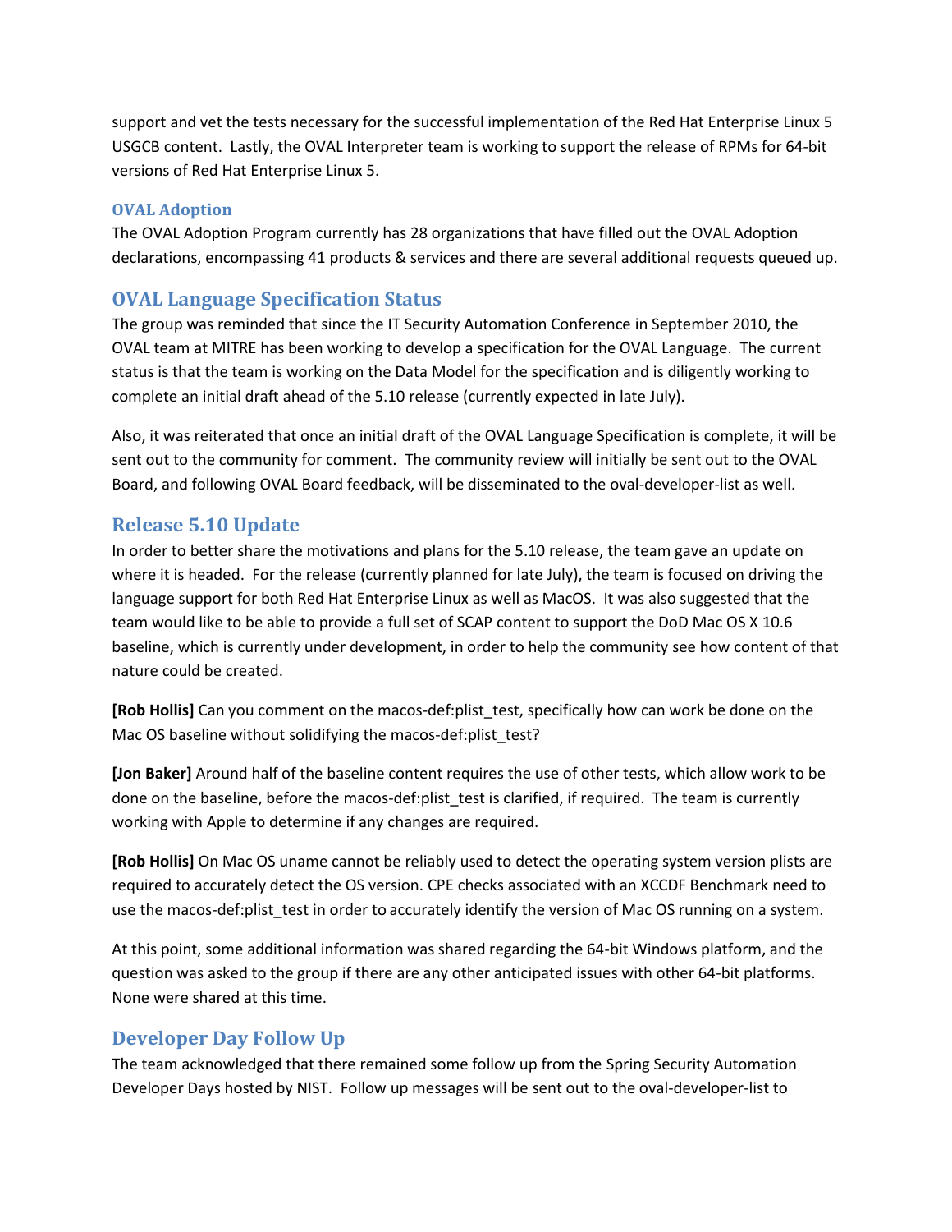support and vet the tests necessary for the successful implementation of the Red Hat Enterprise Linux 5 USGCB content. Lastly, the OVAL Interpreter team is working to support the release of RPMs for 64-bit versions of Red Hat Enterprise Linux 5.

### OVAL Adoption

The OVAL Adoption Program currently has 28 organizations that have filled out the OVAL Adoption declarations, encompassing 41 products & services and there are several additional requests queued up.

## OVAL Language Specification Status

The group was reminded that since the IT Security Automation Conference in September 2010, the OVAL team at MITRE has been working to develop a specification for the OVAL Language. The current status is that the team is working on the Data Model for the specification and is diligently working to complete an initial draft ahead of the 5.10 release (currently expected in late July).

Also, it was reiterated that once an initial draft of the OVAL Language Specification is complete, it will be sent out to the community for comment. The community review will initially be sent out to the OVAL Board, and following OVAL Board feedback, will be disseminated to the oval-developer-list as well.

## Release 5.10 Update

In order to better share the motivations and plans for the 5.10 release, the team gave an update on where it is headed. For the release (currently planned for late July), the team is focused on driving the language support for both Red Hat Enterprise Linux as well as MacOS. It was also suggested that the team would like to be able to provide a full set of SCAP content to support the DoD Mac OS X 10.6 baseline, which is currently under development, in order to help the community see how content of that nature could be created.

**[Rob Hollis]** Can you comment on the macos-def:plist_test, specifically how can work be done on the Mac OS baseline without solidifying the macos-def:plist_test?

**[Jon Baker]** Around half of the baseline content requires the use of other tests, which allow work to be done on the baseline, before the macos-def:plist_test is clarified, if required. The team is currently working with Apple to determine if any changes are required.

**[Rob Hollis]** On Mac OS uname cannot be reliably used to detect the operating system version plists are required to accurately detect the OS version. CPE checks associated with an XCCDF Benchmark need to use the macos-def:plist_test in order to accurately identify the version of Mac OS running on a system.

At this point, some additional information was shared regarding the 64-bit Windows platform, and the question was asked to the group if there are any other anticipated issues with other 64-bit platforms. None were shared at this time.

## Developer Day Follow Up

The team acknowledged that there remained some follow up from the Spring Security Automation Developer Days hosted by NIST. Follow up messages will be sent out to the oval-developer-list to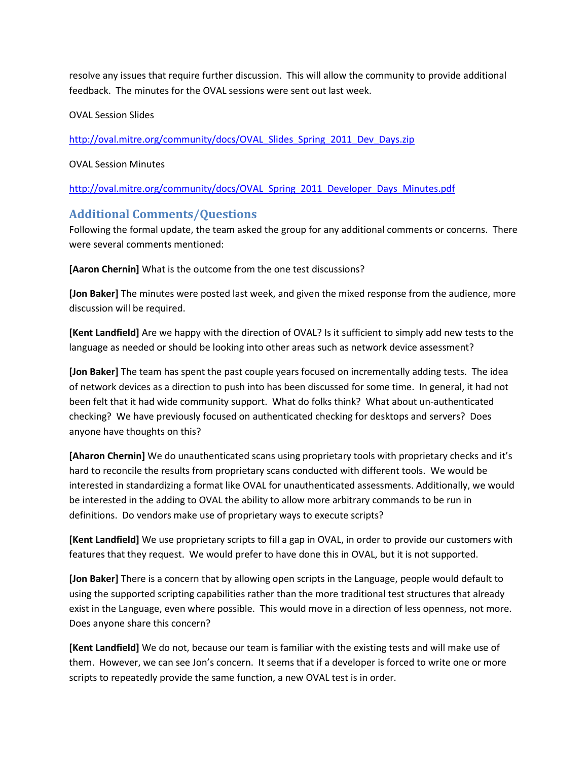resolve any issues that require further discussion. This will allow the community to provide additional feedback. The minutes for the OVAL sessions were sent out last week.

OVAL Session Slides

http://oval.mitre.org/community/docs/OVAL_Slides_Spring_2011_Dev_Days.zip

OVAL Session Minutes

http://oval.mitre.org/community/docs/OVAL_Spring_2011_Developer_Days_Minutes.pdf

## Additional Comments/Questions

Following the formal update, the team asked the group for any additional comments or concerns. There were several comments mentioned:

**[Aaron Chernin]** What is the outcome from the one test discussions?

**[Jon Baker]** The minutes were posted last week, and given the mixed response from the audience, more discussion will be required.

**[Kent Landfield]** Are we happy with the direction of OVAL? Is it sufficient to simply add new tests to the language as needed or should be looking into other areas such as network device assessment?

**[Jon Baker]** The team has spent the past couple years focused on incrementally adding tests. The idea of network devices as a direction to push into has been discussed for some time. In general, it had not been felt that it had wide community support. What do folks think? What about un-authenticated checking? We have previously focused on authenticated checking for desktops and servers? Does anyone have thoughts on this?

**[Aharon Chernin]** We do unauthenticated scans using proprietary tools with proprietary checks and it's hard to reconcile the results from proprietary scans conducted with different tools. We would be interested in standardizing a format like OVAL for unauthenticated assessments. Additionally, we would be interested in the adding to OVAL the ability to allow more arbitrary commands to be run in definitions. Do vendors make use of proprietary ways to execute scripts?

**[Kent Landfield]** We use proprietary scripts to fill a gap in OVAL, in order to provide our customers with features that they request. We would prefer to have done this in OVAL, but it is not supported.

**[Jon Baker]** There is a concern that by allowing open scripts in the Language, people would default to using the supported scripting capabilities rather than the more traditional test structures that already exist in the Language, even where possible. This would move in a direction of less openness, not more. Does anyone share this concern?

**[Kent Landfield]** We do not, because our team is familiar with the existing tests and will make use of them. However, we can see Jon's concern. It seems that if a developer is forced to write one or more scripts to repeatedly provide the same function, a new OVAL test is in order.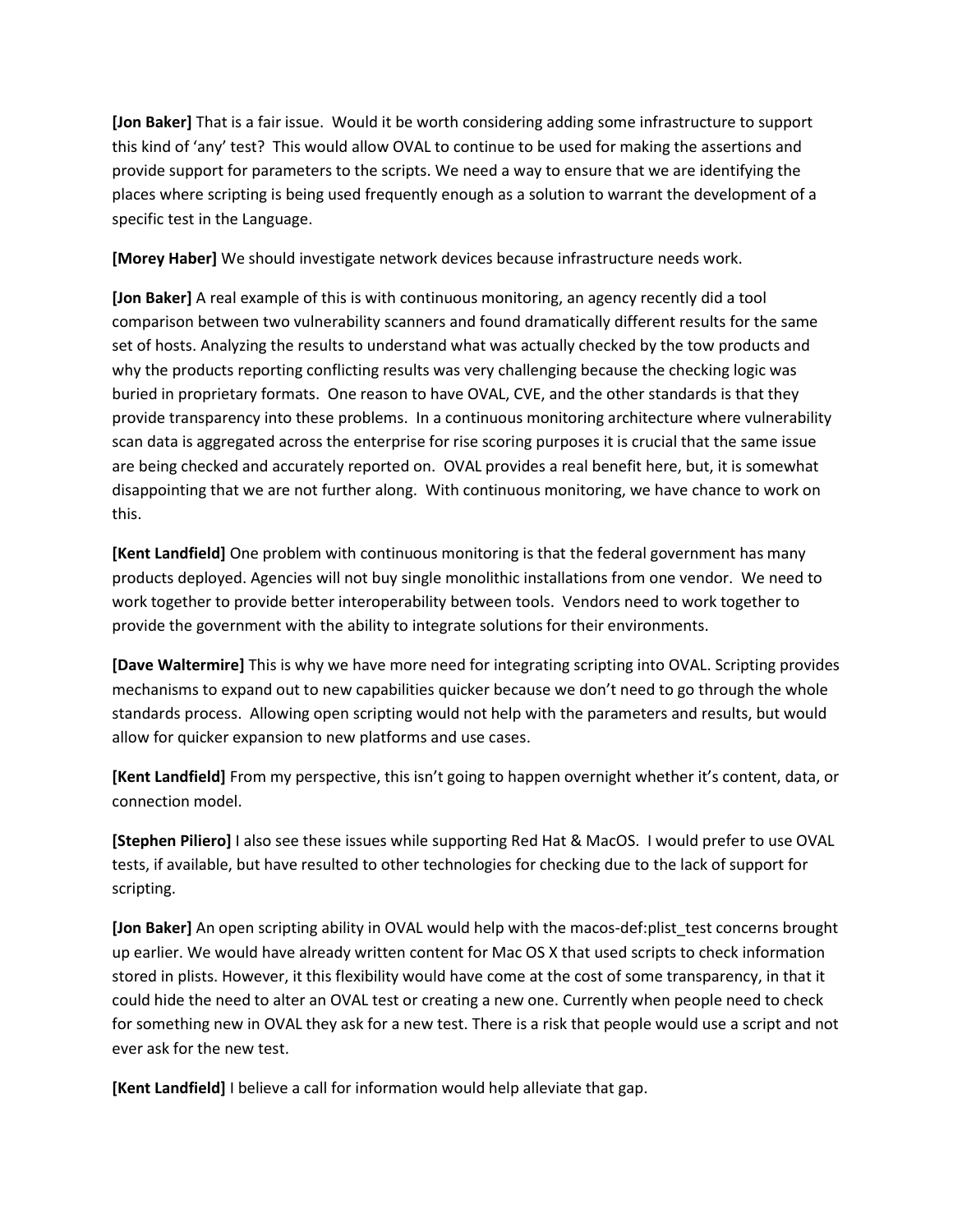**[Jon Baker]** That is a fair issue. Would it be worth considering adding some infrastructure to support this kind of 'any' test? This would allow OVAL to continue to be used for making the assertions and provide support for parameters to the scripts. We need a way to ensure that we are identifying the places where scripting is being used frequently enough as a solution to warrant the development of a specific test in the Language.

**[Morey Haber]** We should investigate network devices because infrastructure needs work.

**[Jon Baker]** A real example of this is with continuous monitoring, an agency recently did a tool comparison between two vulnerability scanners and found dramatically different results for the same set of hosts. Analyzing the results to understand what was actually checked by the tow products and why the products reporting conflicting results was very challenging because the checking logic was buried in proprietary formats. One reason to have OVAL, CVE, and the other standards is that they provide transparency into these problems. In a continuous monitoring architecture where vulnerability scan data is aggregated across the enterprise for rise scoring purposes it is crucial that the same issue are being checked and accurately reported on. OVAL provides a real benefit here, but, it is somewhat disappointing that we are not further along. With continuous monitoring, we have chance to work on this.

**[Kent Landfield]** One problem with continuous monitoring is that the federal government has many products deployed. Agencies will not buy single monolithic installations from one vendor. We need to work together to provide better interoperability between tools. Vendors need to work together to provide the government with the ability to integrate solutions for their environments.

**[Dave Waltermire]** This is why we have more need for integrating scripting into OVAL. Scripting provides mechanisms to expand out to new capabilities quicker because we don't need to go through the whole standards process. Allowing open scripting would not help with the parameters and results, but would allow for quicker expansion to new platforms and use cases.

**[Kent Landfield]** From my perspective, this isn't going to happen overnight whether it's content, data, or connection model.

**[Stephen Piliero]** I also see these issues while supporting Red Hat & MacOS. I would prefer to use OVAL tests, if available, but have resulted to other technologies for checking due to the lack of support for scripting.

**[Jon Baker]** An open scripting ability in OVAL would help with the macos-def:plist_test concerns brought up earlier. We would have already written content for Mac OS X that used scripts to check information stored in plists. However, it this flexibility would have come at the cost of some transparency, in that it could hide the need to alter an OVAL test or creating a new one. Currently when people need to check for something new in OVAL they ask for a new test. There is a risk that people would use a script and not ever ask for the new test.

**[Kent Landfield]** I believe a call for information would help alleviate that gap.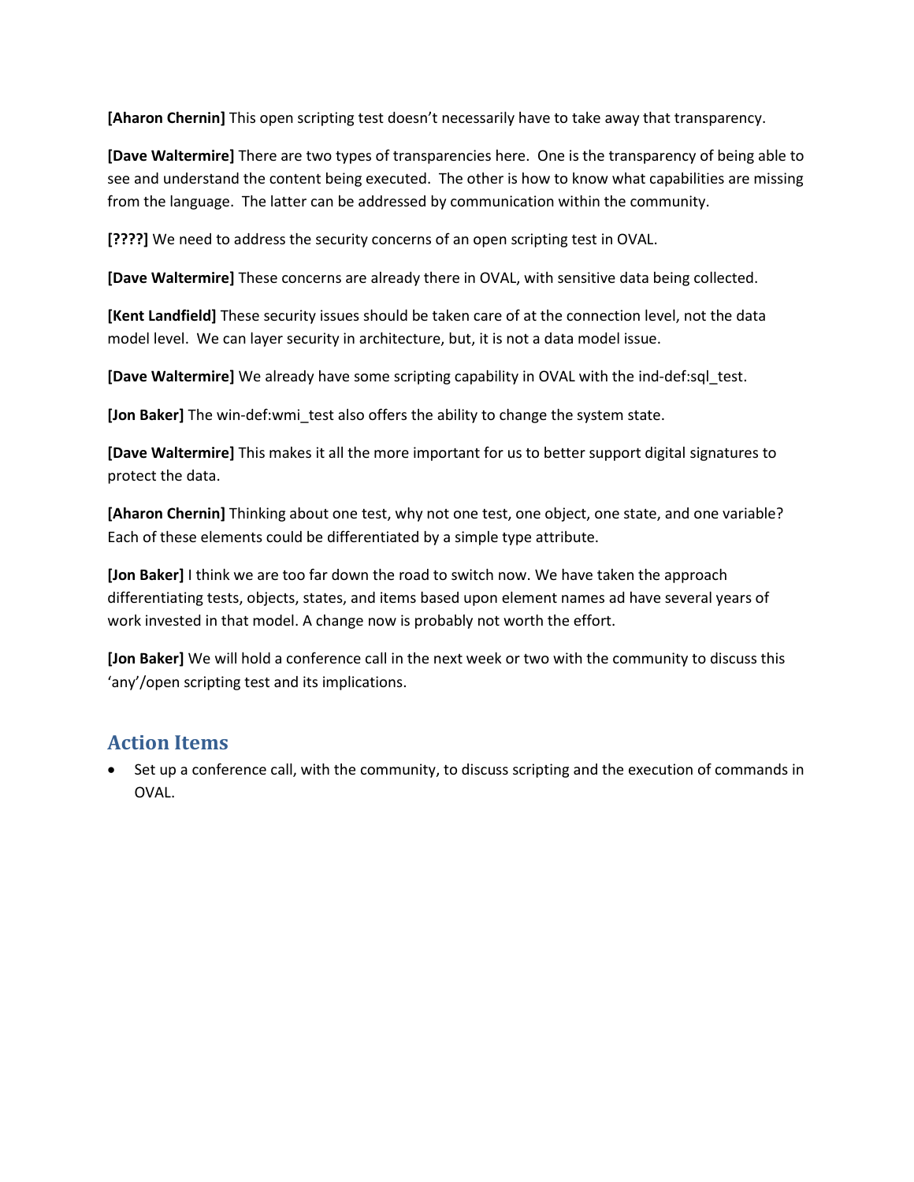**[Aharon Chernin]** This open scripting test doesn't necessarily have to take away that transparency.

**[Dave Waltermire]** There are two types of transparencies here. One is the transparency of being able to see and understand the content being executed. The other is how to know what capabilities are missing from the language. The latter can be addressed by communication within the community.

**[????]** We need to address the security concerns of an open scripting test in OVAL.

**[Dave Waltermire]** These concerns are already there in OVAL, with sensitive data being collected.

**[Kent Landfield]** These security issues should be taken care of at the connection level, not the data model level. We can layer security in architecture, but, it is not a data model issue.

**[Dave Waltermire]** We already have some scripting capability in OVAL with the ind-def:sql_test.

**[Jon Baker]** The win-def:wmi_test also offers the ability to change the system state.

**[Dave Waltermire]** This makes it all the more important for us to better support digital signatures to protect the data.

**[Aharon Chernin]** Thinking about one test, why not one test, one object, one state, and one variable? Each of these elements could be differentiated by a simple type attribute.

**[Jon Baker]** I think we are too far down the road to switch now. We have taken the approach differentiating tests, objects, states, and items based upon element names ad have several years of work invested in that model. A change now is probably not worth the effort.

**[Jon Baker]** We will hold a conference call in the next week or two with the community to discuss this 'any'/open scripting test and its implications.

## Action Items

- Set up a conference call, with the community, to discuss scripting and the execution of commands in OVAL.